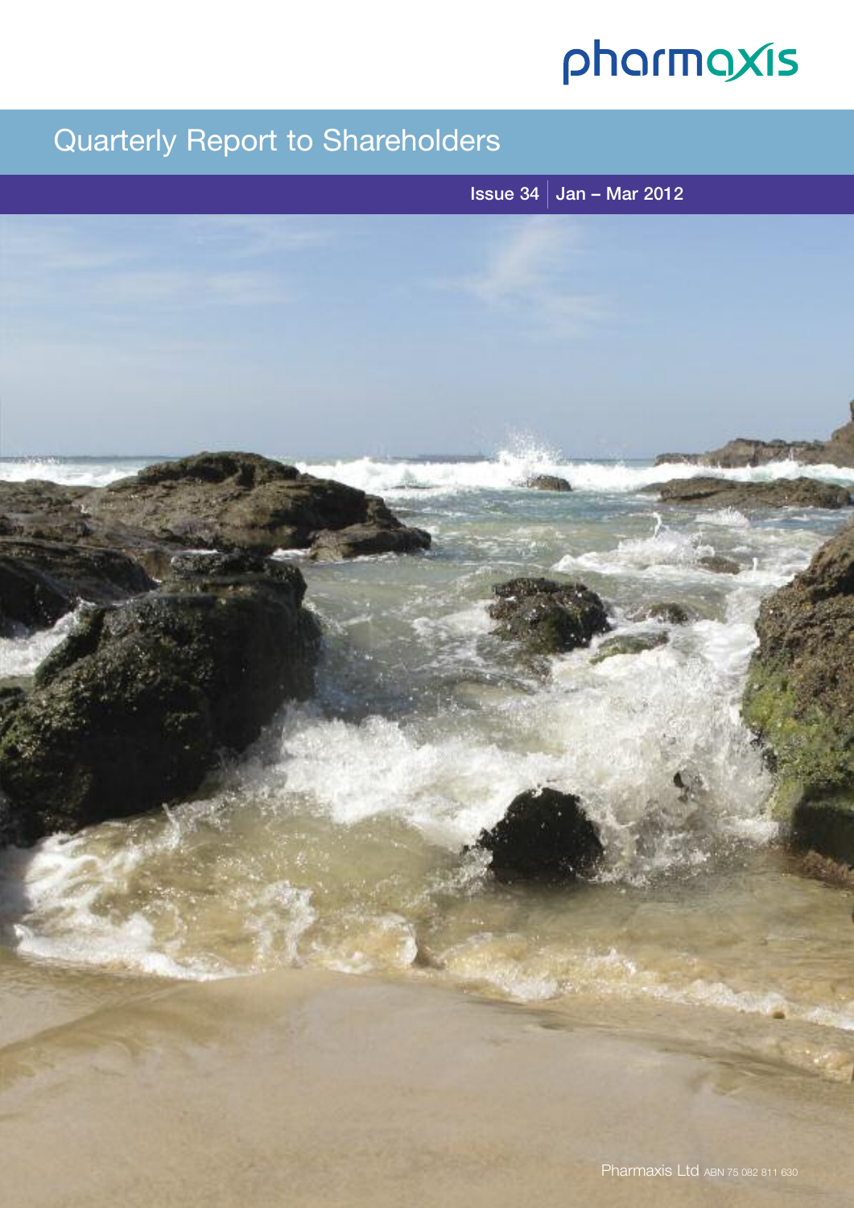pharmaxis

# Quarterly Report to Shareholders

Issue 34 | Jan – Mar 2012

Pharmaxis Ltd ABN 75 082 811 630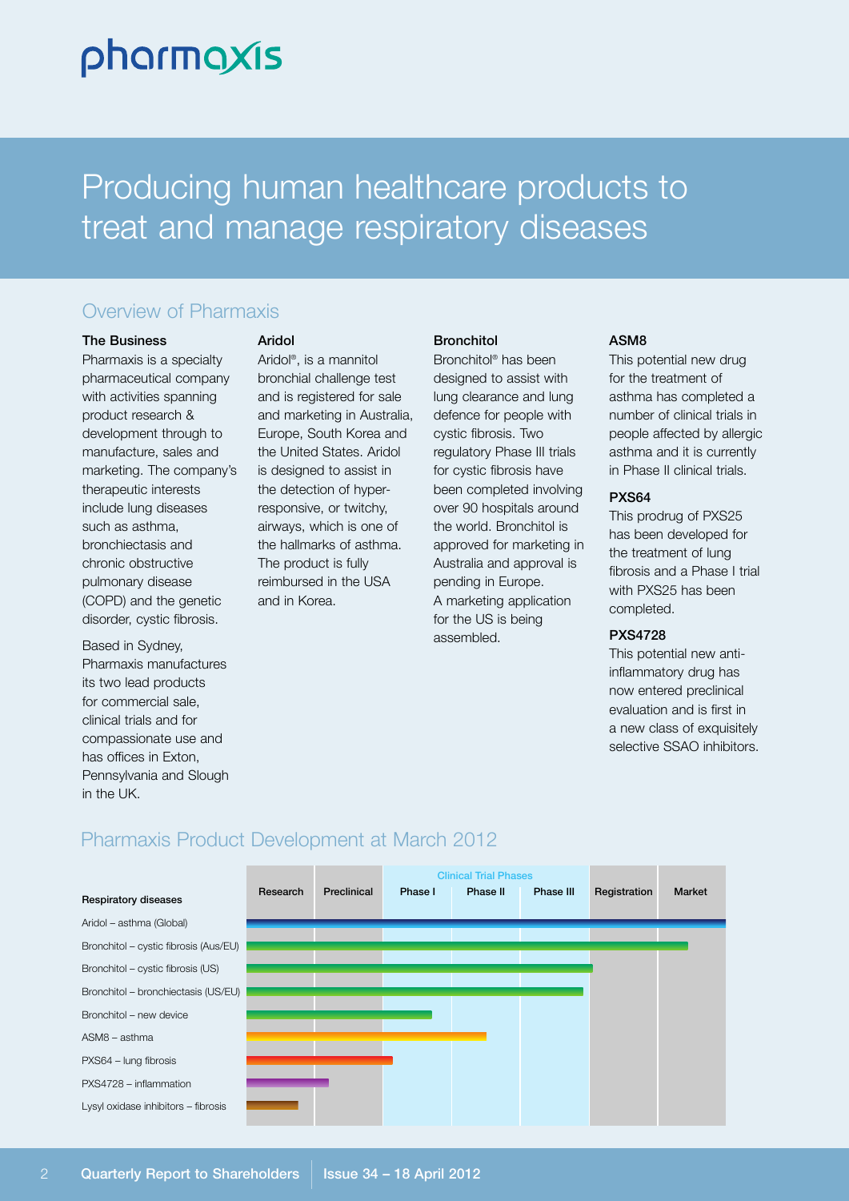# Producing human healthcare products to treat and manage respiratory diseases

## Overview of Pharmaxis

### The Business

Pharmaxis is a specialty pharmaceutical company with activities spanning product research & development through to manufacture, sales and marketing. The company's therapeutic interests include lung diseases such as asthma, bronchiectasis and chronic obstructive pulmonary disease (COPD) and the genetic disorder, cystic fibrosis.

Based in Sydney, Pharmaxis manufactures its two lead products for commercial sale, clinical trials and for compassionate use and has offices in Exton, Pennsylvania and Slough in the UK.

### Aridol

Aridol®, is a mannitol bronchial challenge test and is registered for sale and marketing in Australia, Europe, South Korea and the United States. Aridol is designed to assist in the detection of hyper-responsive, or twitchy, airways, which is one of the hallmarks of asthma. The product is fully reimbursed in the USA and in Korea.

### Bronchitol

Bronchitol® has been designed to assist with lung clearance and lung defence for people with cystic fibrosis. Two regulatory Phase III trials for cystic fibrosis have been completed involving over 90 hospitals around the world. Bronchitol is approved for marketing in Australia and approval is pending in Europe. A marketing application for the US is being assembled.

### ASM8

This potential new drug for the treatment of asthma has completed a number of clinical trials in people affected by allergic asthma and it is currently in Phase II clinical trials.

### PXS64

This prodrug of PXS25 has been developed for the treatment of lung fibrosis and a Phase I trial with PXS25 has been completed.

### PXS4728

This potential new anti-inflammatory drug has now entered preclinical evaluation and is first in a new class of exquisitely selective SSAO inhibitors.

## Pharmaxis Product Development at March 2012

| Respiratory diseases | Research | Preclinical | Clinical Trial Phases: Phase I | Phase II | Phase III | Registration | Market |
|---|---|---|---|---|---|---|---|
| Aridol – asthma (Global) | ✓ | ✓ | ✓ | ✓ | ✓ | ✓ | ✓ |
| Bronchitol – cystic fibrosis (Aus/EU) | ✓ | ✓ | ✓ | ✓ | ✓ | ✓ | ✓ (partial) |
| Bronchitol – cystic fibrosis (US) | ✓ | ✓ | ✓ | ✓ | ✓ | | |
| Bronchitol – bronchiectasis (US/EU) | ✓ | ✓ | ✓ | ✓ | ✓ (partial) | | |
| Bronchitol – new device | ✓ | ✓ | ✓ (partial) | | | | |
| ASM8 – asthma | ✓ | ✓ | ✓ | ✓ (partial) | | | |
| PXS64 – lung fibrosis | ✓ | ✓ | ✓ (partial) | | | | |
| PXS4728 – inflammation | ✓ | ✓ (partial) | | | | | |
| Lysyl oxidase inhibitors – fibrosis | ✓ (partial) | | | | | | |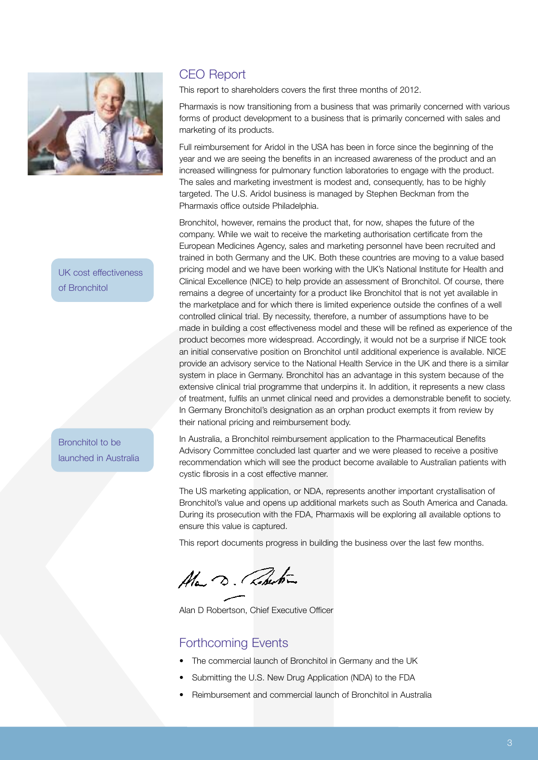## CEO Report

This report to shareholders covers the first three months of 2012.

Pharmaxis is now transitioning from a business that was primarily concerned with various forms of product development to a business that is primarily concerned with sales and marketing of its products.

Full reimbursement for Aridol in the USA has been in force since the beginning of the year and we are seeing the benefits in an increased awareness of the product and an increased willingness for pulmonary function laboratories to engage with the product. The sales and marketing investment is modest and, consequently, has to be highly targeted. The U.S. Aridol business is managed by Stephen Beckman from the Pharmaxis office outside Philadelphia.

UK cost effectiveness of Bronchitol

Bronchitol, however, remains the product that, for now, shapes the future of the company. While we wait to receive the marketing authorisation certificate from the European Medicines Agency, sales and marketing personnel have been recruited and trained in both Germany and the UK. Both these countries are moving to a value based pricing model and we have been working with the UK's National Institute for Health and Clinical Excellence (NICE) to help provide an assessment of Bronchitol. Of course, there remains a degree of uncertainty for a product like Bronchitol that is not yet available in the marketplace and for which there is limited experience outside the confines of a well controlled clinical trial. By necessity, therefore, a number of assumptions have to be made in building a cost effectiveness model and these will be refined as experience of the product becomes more widespread. Accordingly, it would not be a surprise if NICE took an initial conservative position on Bronchitol until additional experience is available. NICE provide an advisory service to the National Health Service in the UK and there is a similar system in place in Germany. Bronchitol has an advantage in this system because of the extensive clinical trial programme that underpins it. In addition, it represents a new class of treatment, fulfils an unmet clinical need and provides a demonstrable benefit to society. In Germany Bronchitol's designation as an orphan product exempts it from review by their national pricing and reimbursement body.

Bronchitol to be launched in Australia

In Australia, a Bronchitol reimbursement application to the Pharmaceutical Benefits Advisory Committee concluded last quarter and we were pleased to receive a positive recommendation which will see the product become available to Australian patients with cystic fibrosis in a cost effective manner.

The US marketing application, or NDA, represents another important crystallisation of Bronchitol's value and opens up additional markets such as South America and Canada. During its prosecution with the FDA, Pharmaxis will be exploring all available options to ensure this value is captured.

This report documents progress in building the business over the last few months.

Alan D Robertson, Chief Executive Officer

## Forthcoming Events

- The commercial launch of Bronchitol in Germany and the UK
- Submitting the U.S. New Drug Application (NDA) to the FDA
- Reimbursement and commercial launch of Bronchitol in Australia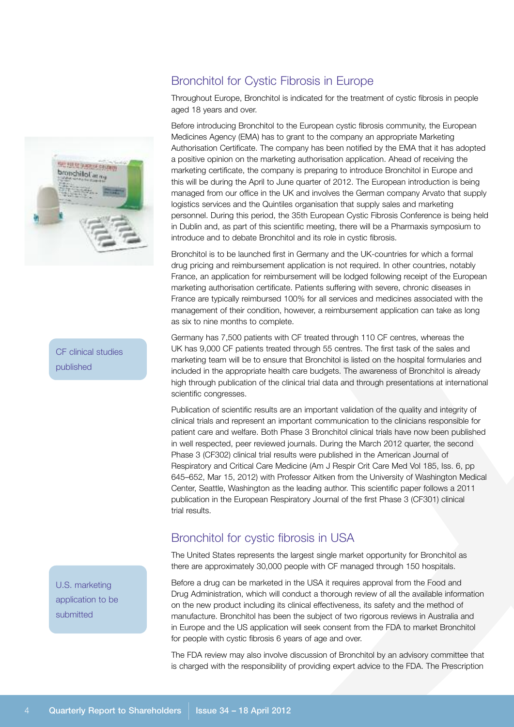## Bronchitol for Cystic Fibrosis in Europe

Throughout Europe, Bronchitol is indicated for the treatment of cystic fibrosis in people aged 18 years and over.

Before introducing Bronchitol to the European cystic fibrosis community, the European Medicines Agency (EMA) has to grant to the company an appropriate Marketing Authorisation Certificate. The company has been notified by the EMA that it has adopted a positive opinion on the marketing authorisation application. Ahead of receiving the marketing certificate, the company is preparing to introduce Bronchitol in Europe and this will be during the April to June quarter of 2012. The European introduction is being managed from our office in the UK and involves the German company Arvato that supply logistics services and the Quintiles organisation that supply sales and marketing personnel. During this period, the 35th European Cystic Fibrosis Conference is being held in Dublin and, as part of this scientific meeting, there will be a Pharmaxis symposium to introduce and to debate Bronchitol and its role in cystic fibrosis.

Bronchitol is to be launched first in Germany and the UK-countries for which a formal drug pricing and reimbursement application is not required. In other countries, notably France, an application for reimbursement will be lodged following receipt of the European marketing authorisation certificate. Patients suffering with severe, chronic diseases in France are typically reimbursed 100% for all services and medicines associated with the management of their condition, however, a reimbursement application can take as long as six to nine months to complete.

Germany has 7,500 patients with CF treated through 110 CF centres, whereas the UK has 9,000 CF patients treated through 55 centres. The first task of the sales and marketing team will be to ensure that Bronchitol is listed on the hospital formularies and included in the appropriate health care budgets. The awareness of Bronchitol is already high through publication of the clinical trial data and through presentations at international scientific congresses.

CF clinical studies published

Publication of scientific results are an important validation of the quality and integrity of clinical trials and represent an important communication to the clinicians responsible for patient care and welfare. Both Phase 3 Bronchitol clinical trials have now been published in well respected, peer reviewed journals. During the March 2012 quarter, the second Phase 3 (CF302) clinical trial results were published in the American Journal of Respiratory and Critical Care Medicine (Am J Respir Crit Care Med Vol 185, Iss. 6, pp 645–652, Mar 15, 2012) with Professor Aitken from the University of Washington Medical Center, Seattle, Washington as the leading author. This scientific paper follows a 2011 publication in the European Respiratory Journal of the first Phase 3 (CF301) clinical trial results.

## Bronchitol for cystic fibrosis in USA

The United States represents the largest single market opportunity for Bronchitol as there are approximately 30,000 people with CF managed through 150 hospitals.

U.S. marketing application to be submitted

Before a drug can be marketed in the USA it requires approval from the Food and Drug Administration, which will conduct a thorough review of all the available information on the new product including its clinical effectiveness, its safety and the method of manufacture. Bronchitol has been the subject of two rigorous reviews in Australia and in Europe and the US application will seek consent from the FDA to market Bronchitol for people with cystic fibrosis 6 years of age and over.

The FDA review may also involve discussion of Bronchitol by an advisory committee that is charged with the responsibility of providing expert advice to the FDA. The Prescription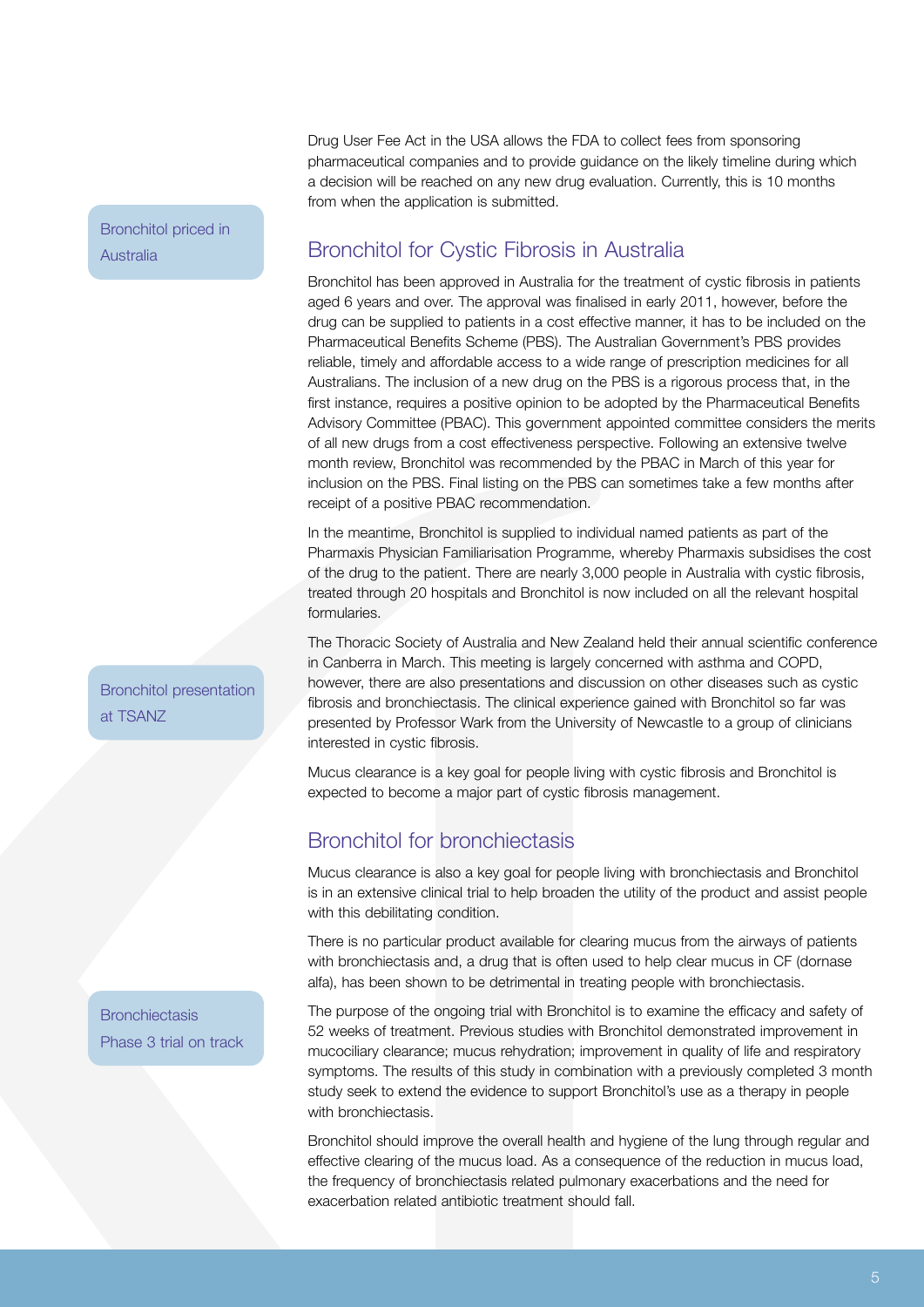Drug User Fee Act in the USA allows the FDA to collect fees from sponsoring pharmaceutical companies and to provide guidance on the likely timeline during which a decision will be reached on any new drug evaluation. Currently, this is 10 months from when the application is submitted.

Bronchitol priced in Australia

## Bronchitol for Cystic Fibrosis in Australia

Bronchitol has been approved in Australia for the treatment of cystic fibrosis in patients aged 6 years and over. The approval was finalised in early 2011, however, before the drug can be supplied to patients in a cost effective manner, it has to be included on the Pharmaceutical Benefits Scheme (PBS). The Australian Government's PBS provides reliable, timely and affordable access to a wide range of prescription medicines for all Australians. The inclusion of a new drug on the PBS is a rigorous process that, in the first instance, requires a positive opinion to be adopted by the Pharmaceutical Benefits Advisory Committee (PBAC). This government appointed committee considers the merits of all new drugs from a cost effectiveness perspective. Following an extensive twelve month review, Bronchitol was recommended by the PBAC in March of this year for inclusion on the PBS. Final listing on the PBS can sometimes take a few months after receipt of a positive PBAC recommendation.

In the meantime, Bronchitol is supplied to individual named patients as part of the Pharmaxis Physician Familiarisation Programme, whereby Pharmaxis subsidises the cost of the drug to the patient. There are nearly 3,000 people in Australia with cystic fibrosis, treated through 20 hospitals and Bronchitol is now included on all the relevant hospital formularies.

Bronchitol presentation at TSANZ

The Thoracic Society of Australia and New Zealand held their annual scientific conference in Canberra in March. This meeting is largely concerned with asthma and COPD, however, there are also presentations and discussion on other diseases such as cystic fibrosis and bronchiectasis. The clinical experience gained with Bronchitol so far was presented by Professor Wark from the University of Newcastle to a group of clinicians interested in cystic fibrosis.

Mucus clearance is a key goal for people living with cystic fibrosis and Bronchitol is expected to become a major part of cystic fibrosis management.

## Bronchitol for bronchiectasis

Mucus clearance is also a key goal for people living with bronchiectasis and Bronchitol is in an extensive clinical trial to help broaden the utility of the product and assist people with this debilitating condition.

There is no particular product available for clearing mucus from the airways of patients with bronchiectasis and, a drug that is often used to help clear mucus in CF (dornase alfa), has been shown to be detrimental in treating people with bronchiectasis.

Bronchiectasis Phase 3 trial on track

The purpose of the ongoing trial with Bronchitol is to examine the efficacy and safety of 52 weeks of treatment. Previous studies with Bronchitol demonstrated improvement in mucociliary clearance; mucus rehydration; improvement in quality of life and respiratory symptoms. The results of this study in combination with a previously completed 3 month study seek to extend the evidence to support Bronchitol's use as a therapy in people with bronchiectasis.

Bronchitol should improve the overall health and hygiene of the lung through regular and effective clearing of the mucus load. As a consequence of the reduction in mucus load, the frequency of bronchiectasis related pulmonary exacerbations and the need for exacerbation related antibiotic treatment should fall.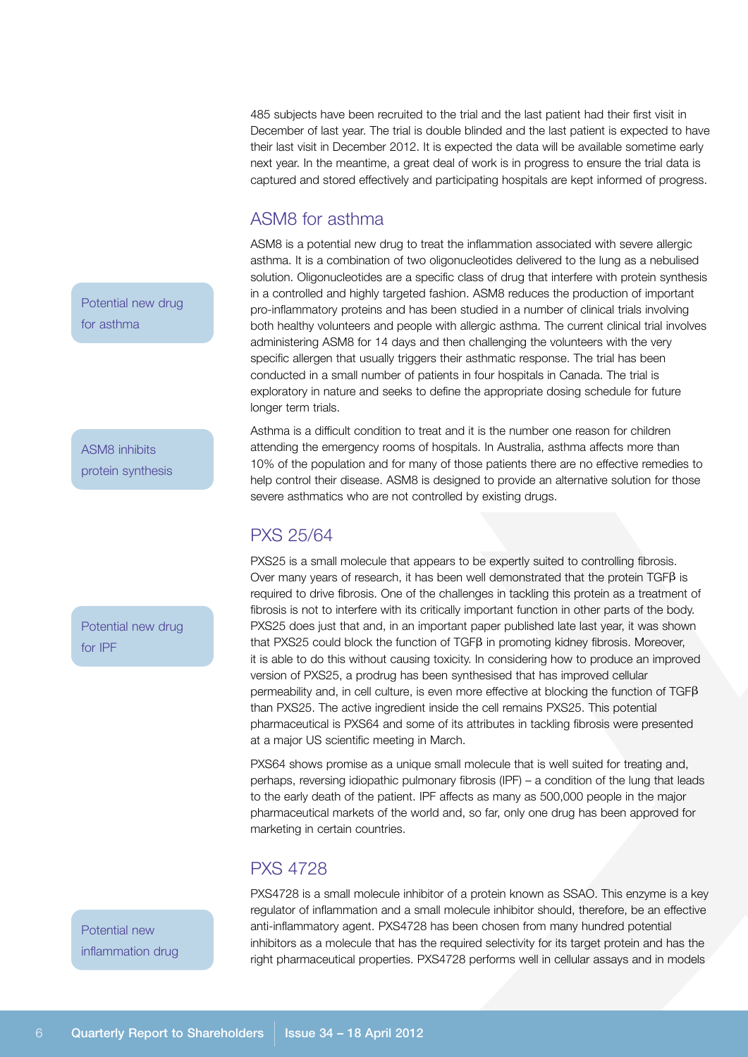485 subjects have been recruited to the trial and the last patient had their first visit in December of last year. The trial is double blinded and the last patient is expected to have their last visit in December 2012. It is expected the data will be available sometime early next year. In the meantime, a great deal of work is in progress to ensure the trial data is captured and stored effectively and participating hospitals are kept informed of progress.

## ASM8 for asthma

> Potential new drug for asthma

ASM8 is a potential new drug to treat the inflammation associated with severe allergic asthma. It is a combination of two oligonucleotides delivered to the lung as a nebulised solution. Oligonucleotides are a specific class of drug that interfere with protein synthesis in a controlled and highly targeted fashion. ASM8 reduces the production of important pro-inflammatory proteins and has been studied in a number of clinical trials involving both healthy volunteers and people with allergic asthma. The current clinical trial involves administering ASM8 for 14 days and then challenging the volunteers with the very specific allergen that usually triggers their asthmatic response. The trial has been conducted in a small number of patients in four hospitals in Canada. The trial is exploratory in nature and seeks to define the appropriate dosing schedule for future longer term trials.

> ASM8 inhibits protein synthesis

Asthma is a difficult condition to treat and it is the number one reason for children attending the emergency rooms of hospitals. In Australia, asthma affects more than 10% of the population and for many of those patients there are no effective remedies to help control their disease. ASM8 is designed to provide an alternative solution for those severe asthmatics who are not controlled by existing drugs.

## PXS 25/64

> Potential new drug for IPF

PXS25 is a small molecule that appears to be expertly suited to controlling fibrosis. Over many years of research, it has been well demonstrated that the protein TGFβ is required to drive fibrosis. One of the challenges in tackling this protein as a treatment of fibrosis is not to interfere with its critically important function in other parts of the body. PXS25 does just that and, in an important paper published late last year, it was shown that PXS25 could block the function of TGFβ in promoting kidney fibrosis. Moreover, it is able to do this without causing toxicity. In considering how to produce an improved version of PXS25, a prodrug has been synthesised that has improved cellular permeability and, in cell culture, is even more effective at blocking the function of TGFβ than PXS25. The active ingredient inside the cell remains PXS25. This potential pharmaceutical is PXS64 and some of its attributes in tackling fibrosis were presented at a major US scientific meeting in March.

PXS64 shows promise as a unique small molecule that is well suited for treating and, perhaps, reversing idiopathic pulmonary fibrosis (IPF) – a condition of the lung that leads to the early death of the patient. IPF affects as many as 500,000 people in the major pharmaceutical markets of the world and, so far, only one drug has been approved for marketing in certain countries.

## PXS 4728

> Potential new inflammation drug

PXS4728 is a small molecule inhibitor of a protein known as SSAO. This enzyme is a key regulator of inflammation and a small molecule inhibitor should, therefore, be an effective anti-inflammatory agent. PXS4728 has been chosen from many hundred potential inhibitors as a molecule that has the required selectivity for its target protein and has the right pharmaceutical properties. PXS4728 performs well in cellular assays and in models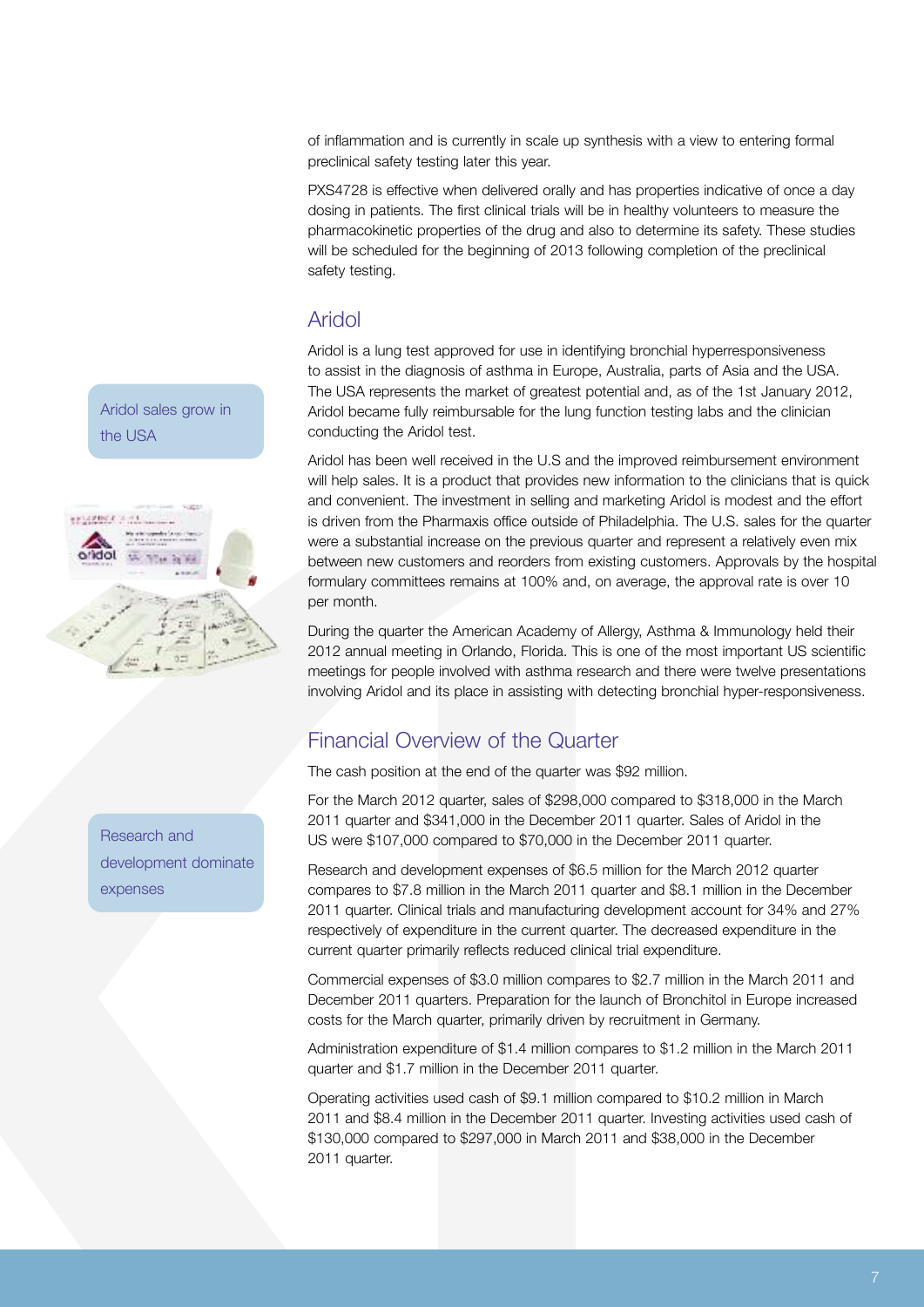of inflammation and is currently in scale up synthesis with a view to entering formal preclinical safety testing later this year.

PXS4728 is effective when delivered orally and has properties indicative of once a day dosing in patients. The first clinical trials will be in healthy volunteers to measure the pharmacokinetic properties of the drug and also to determine its safety. These studies will be scheduled for the beginning of 2013 following completion of the preclinical safety testing.

## Aridol

Aridol sales grow in the USA

Aridol is a lung test approved for use in identifying bronchial hyperresponsiveness to assist in the diagnosis of asthma in Europe, Australia, parts of Asia and the USA. The USA represents the market of greatest potential and, as of the 1st January 2012, Aridol became fully reimbursable for the lung function testing labs and the clinician conducting the Aridol test.

Aridol has been well received in the U.S and the improved reimbursement environment will help sales. It is a product that provides new information to the clinicians that is quick and convenient. The investment in selling and marketing Aridol is modest and the effort is driven from the Pharmaxis office outside of Philadelphia. The U.S. sales for the quarter were a substantial increase on the previous quarter and represent a relatively even mix between new customers and reorders from existing customers. Approvals by the hospital formulary committees remains at 100% and, on average, the approval rate is over 10 per month.

During the quarter the American Academy of Allergy, Asthma & Immunology held their 2012 annual meeting in Orlando, Florida. This is one of the most important US scientific meetings for people involved with asthma research and there were twelve presentations involving Aridol and its place in assisting with detecting bronchial hyper-responsiveness.

## Financial Overview of the Quarter

Research and development dominate expenses

The cash position at the end of the quarter was $92 million.

For the March 2012 quarter, sales of $298,000 compared to $318,000 in the March 2011 quarter and $341,000 in the December 2011 quarter. Sales of Aridol in the US were $107,000 compared to $70,000 in the December 2011 quarter.

Research and development expenses of $6.5 million for the March 2012 quarter compares to $7.8 million in the March 2011 quarter and $8.1 million in the December 2011 quarter. Clinical trials and manufacturing development account for 34% and 27% respectively of expenditure in the current quarter. The decreased expenditure in the current quarter primarily reflects reduced clinical trial expenditure.

Commercial expenses of $3.0 million compares to $2.7 million in the March 2011 and December 2011 quarters. Preparation for the launch of Bronchitol in Europe increased costs for the March quarter, primarily driven by recruitment in Germany.

Administration expenditure of $1.4 million compares to $1.2 million in the March 2011 quarter and $1.7 million in the December 2011 quarter.

Operating activities used cash of $9.1 million compared to $10.2 million in March 2011 and $8.4 million in the December 2011 quarter. Investing activities used cash of $130,000 compared to $297,000 in March 2011 and $38,000 in the December 2011 quarter.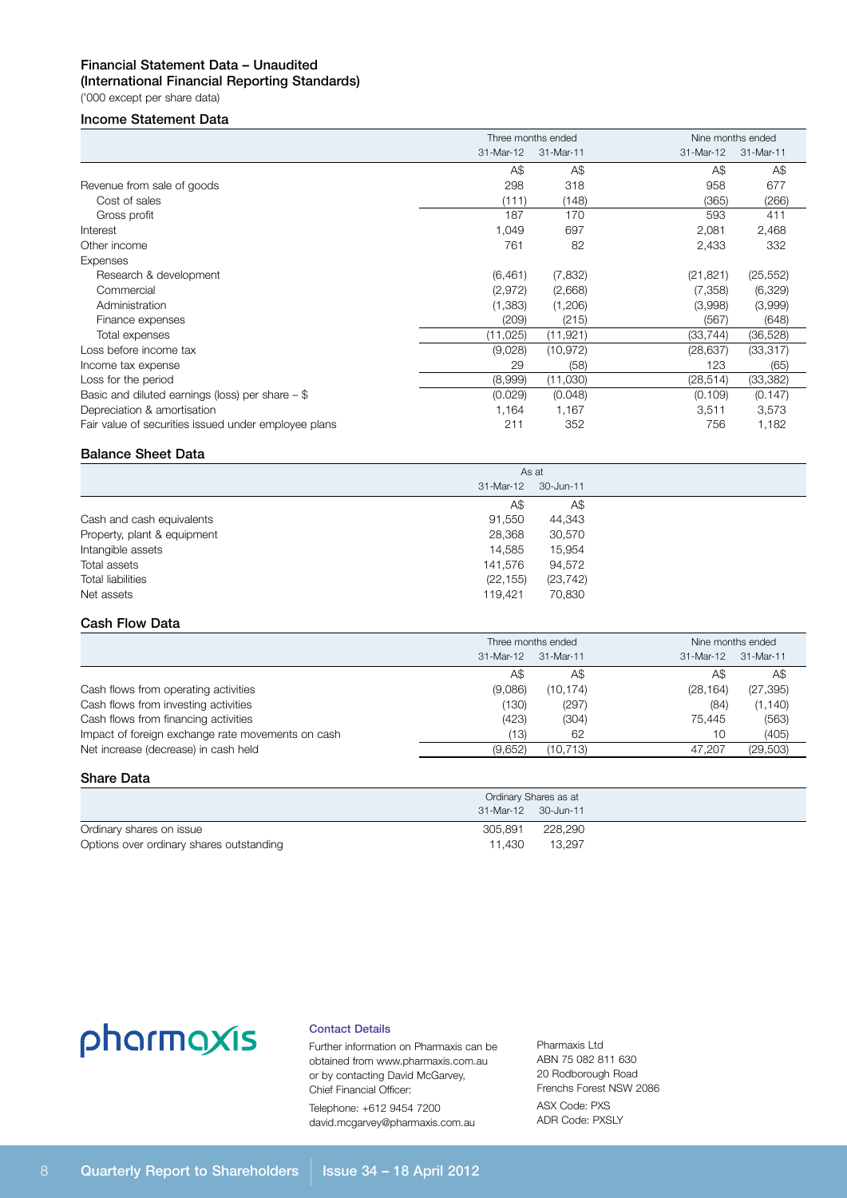## Financial Statement Data – Unaudited

## (International Financial Reporting Standards)

('000 except per share data)

### Income Statement Data

| | Three months ended | | Nine months ended | |
|---|---|---|---|---|
| | 31-Mar-12 | 31-Mar-11 | 31-Mar-12 | 31-Mar-11 |
| | A$ | A$ | A$ | A$ |
| Revenue from sale of goods | 298 | 318 | 958 | 677 |
| Cost of sales | (111) | (148) | (365) | (266) |
| Gross profit | 187 | 170 | 593 | 411 |
| Interest | 1,049 | 697 | 2,081 | 2,468 |
| Other income | 761 | 82 | 2,433 | 332 |
| Expenses | | | | |
| Research & development | (6,461) | (7,832) | (21,821) | (25,552) |
| Commercial | (2,972) | (2,668) | (7,358) | (6,329) |
| Administration | (1,383) | (1,206) | (3,998) | (3,999) |
| Finance expenses | (209) | (215) | (567) | (648) |
| Total expenses | (11,025) | (11,921) | (33,744) | (36,528) |
| Loss before income tax | (9,028) | (10,972) | (28,637) | (33,317) |
| Income tax expense | 29 | (58) | 123 | (65) |
| Loss for the period | (8,999) | (11,030) | (28,514) | (33,382) |
| Basic and diluted earnings (loss) per share – $ | (0.029) | (0.048) | (0.109) | (0.147) |
| Depreciation & amortisation | 1,164 | 1,167 | 3,511 | 3,573 |
| Fair value of securities issued under employee plans | 211 | 352 | 756 | 1,182 |

### Balance Sheet Data

| | As at | |
|---|---|---|
| | 31-Mar-12 | 30-Jun-11 |
| | A$ | A$ |
| Cash and cash equivalents | 91,550 | 44,343 |
| Property, plant & equipment | 28,368 | 30,570 |
| Intangible assets | 14,585 | 15,954 |
| Total assets | 141,576 | 94,572 |
| Total liabilities | (22,155) | (23,742) |
| Net assets | 119,421 | 70,830 |

### Cash Flow Data

| | Three months ended | | Nine months ended | |
|---|---|---|---|---|
| | 31-Mar-12 | 31-Mar-11 | 31-Mar-12 | 31-Mar-11 |
| | A$ | A$ | A$ | A$ |
| Cash flows from operating activities | (9,086) | (10,174) | (28,164) | (27,395) |
| Cash flows from investing activities | (130) | (297) | (84) | (1,140) |
| Cash flows from financing activities | (423) | (304) | 75,445 | (563) |
| Impact of foreign exchange rate movements on cash | (13) | 62 | 10 | (405) |
| Net increase (decrease) in cash held | (9,652) | (10,713) | 47,207 | (29,503) |

### Share Data

| | Ordinary Shares as at | |
|---|---|---|
| | 31-Mar-12 | 30-Jun-11 |
| Ordinary shares on issue | 305,891 | 228,290 |
| Options over ordinary shares outstanding | 11,430 | 13,297 |

pharmaxis

**Contact Details**

Further information on Pharmaxis can be obtained from www.pharmaxis.com.au or by contacting David McGarvey, Chief Financial Officer:

Telephone: +612 9454 7200
david.mcgarvey@pharmaxis.com.au

Pharmaxis Ltd
ABN 75 082 811 630
20 Rodborough Road
Frenchs Forest NSW 2086
ASX Code: PXS
ADR Code: PXSLY